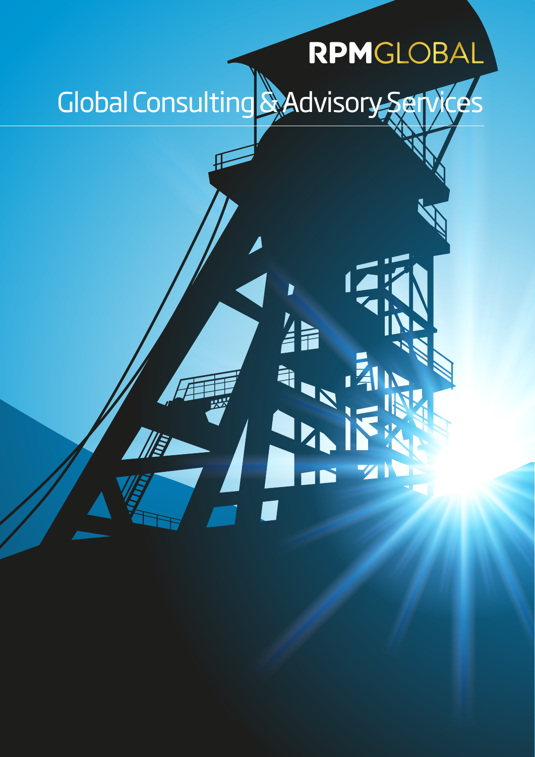RPMGLOBAL

# Global Consulting & Advisory Services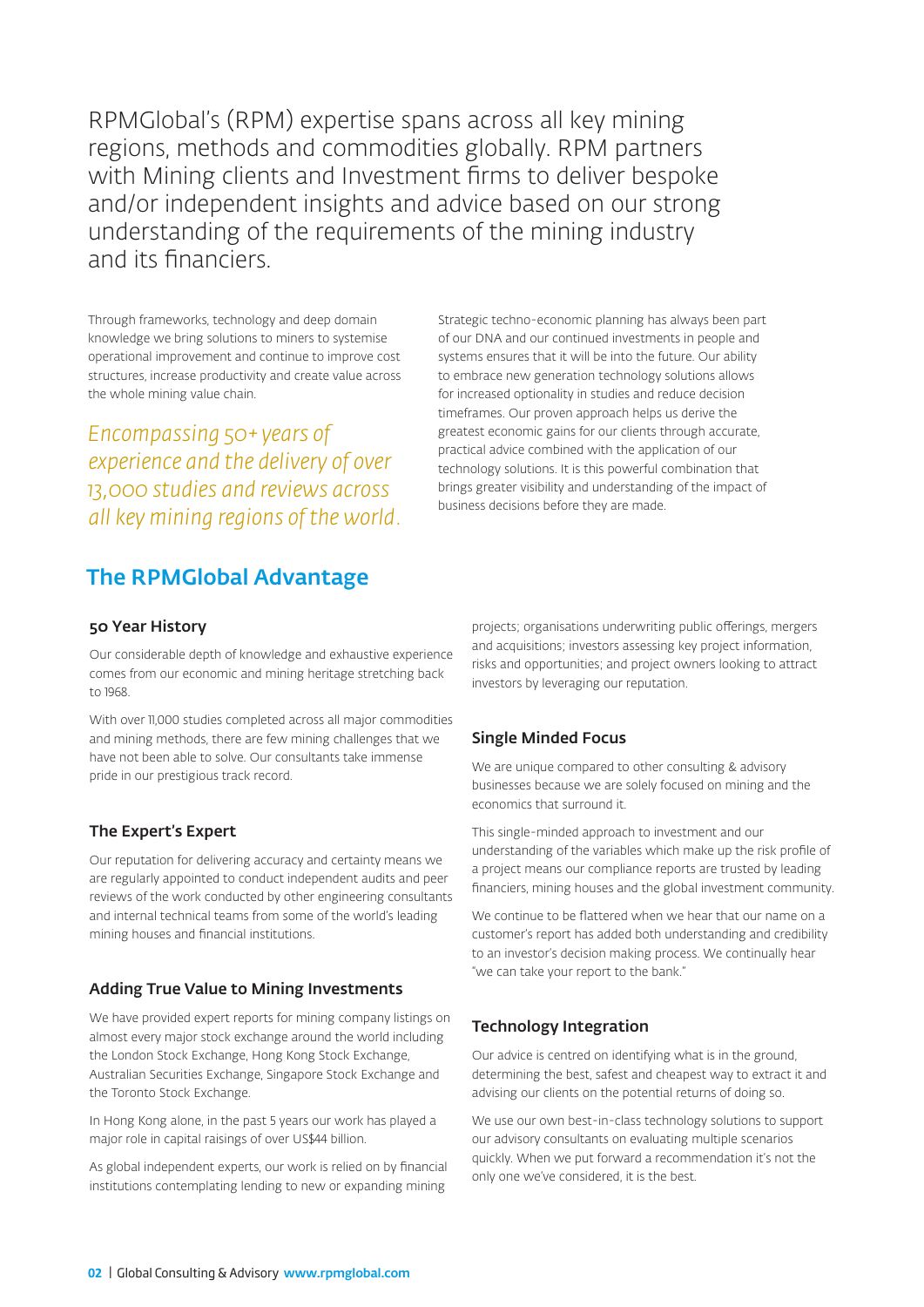RPMGlobal's (RPM) expertise spans across all key mining regions, methods and commodities globally. RPM partners with Mining clients and Investment firms to deliver bespoke and/or independent insights and advice based on our strong understanding of the requirements of the mining industry and its financiers.

Through frameworks, technology and deep domain knowledge we bring solutions to miners to systemise operational improvement and continue to improve cost structures, increase productivity and create value across the whole mining value chain.

*Encompassing 50+ years of experience and the delivery of over 13,000 studies and reviews across all key mining regions of the world.*

Strategic techno-economic planning has always been part of our DNA and our continued investments in people and systems ensures that it will be into the future. Our ability to embrace new generation technology solutions allows for increased optionality in studies and reduce decision timeframes. Our proven approach helps us derive the greatest economic gains for our clients through accurate, practical advice combined with the application of our technology solutions. It is this powerful combination that brings greater visibility and understanding of the impact of business decisions before they are made.

## The RPMGlobal Advantage

### 50 Year History

Our considerable depth of knowledge and exhaustive experience comes from our economic and mining heritage stretching back to 1968.

With over 11,000 studies completed across all major commodities and mining methods, there are few mining challenges that we have not been able to solve. Our consultants take immense pride in our prestigious track record.

### The Expert's Expert

Our reputation for delivering accuracy and certainty means we are regularly appointed to conduct independent audits and peer reviews of the work conducted by other engineering consultants and internal technical teams from some of the world's leading mining houses and financial institutions.

### Adding True Value to Mining Investments

We have provided expert reports for mining company listings on almost every major stock exchange around the world including the London Stock Exchange, Hong Kong Stock Exchange, Australian Securities Exchange, Singapore Stock Exchange and the Toronto Stock Exchange.

In Hong Kong alone, in the past 5 years our work has played a major role in capital raisings of over US$44 billion.

As global independent experts, our work is relied on by financial institutions contemplating lending to new or expanding mining projects; organisations underwriting public offerings, mergers and acquisitions; investors assessing key project information, risks and opportunities; and project owners looking to attract investors by leveraging our reputation.

### Single Minded Focus

We are unique compared to other consulting & advisory businesses because we are solely focused on mining and the economics that surround it.

This single-minded approach to investment and our understanding of the variables which make up the risk profile of a project means our compliance reports are trusted by leading financiers, mining houses and the global investment community.

We continue to be flattered when we hear that our name on a customer's report has added both understanding and credibility to an investor's decision making process. We continually hear "we can take your report to the bank."

### Technology Integration

Our advice is centred on identifying what is in the ground, determining the best, safest and cheapest way to extract it and advising our clients on the potential returns of doing so.

We use our own best-in-class technology solutions to support our advisory consultants on evaluating multiple scenarios quickly. When we put forward a recommendation it's not the only one we've considered, it is the best.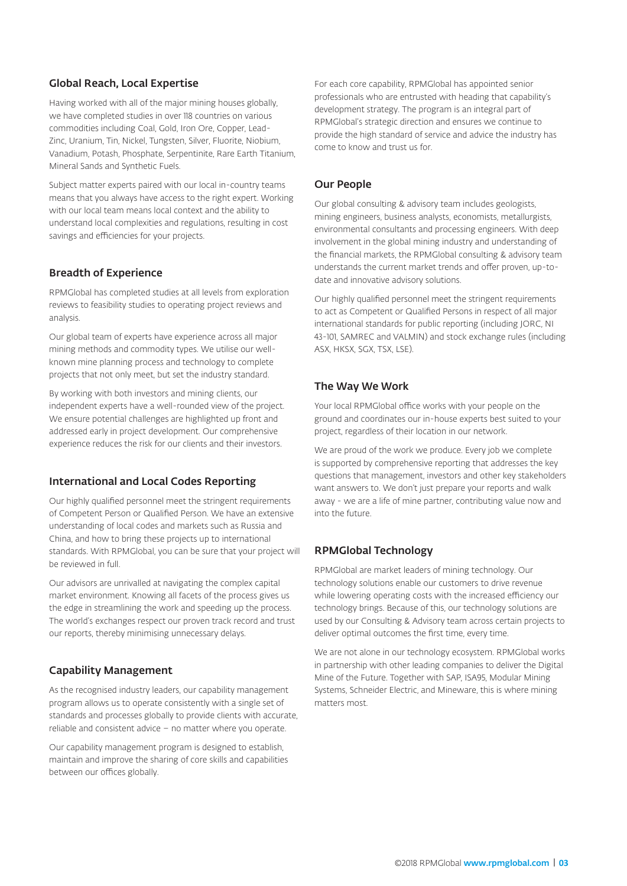## Global Reach, Local Expertise

Having worked with all of the major mining houses globally, we have completed studies in over 118 countries on various commodities including Coal, Gold, Iron Ore, Copper, Lead-Zinc, Uranium, Tin, Nickel, Tungsten, Silver, Fluorite, Niobium, Vanadium, Potash, Phosphate, Serpentinite, Rare Earth Titanium, Mineral Sands and Synthetic Fuels.

Subject matter experts paired with our local in-country teams means that you always have access to the right expert. Working with our local team means local context and the ability to understand local complexities and regulations, resulting in cost savings and efficiencies for your projects.

## Breadth of Experience

RPMGlobal has completed studies at all levels from exploration reviews to feasibility studies to operating project reviews and analysis.

Our global team of experts have experience across all major mining methods and commodity types. We utilise our well-known mine planning process and technology to complete projects that not only meet, but set the industry standard.

By working with both investors and mining clients, our independent experts have a well-rounded view of the project. We ensure potential challenges are highlighted up front and addressed early in project development. Our comprehensive experience reduces the risk for our clients and their investors.

## International and Local Codes Reporting

Our highly qualified personnel meet the stringent requirements of Competent Person or Qualified Person. We have an extensive understanding of local codes and markets such as Russia and China, and how to bring these projects up to international standards. With RPMGlobal, you can be sure that your project will be reviewed in full.

Our advisors are unrivalled at navigating the complex capital market environment. Knowing all facets of the process gives us the edge in streamlining the work and speeding up the process. The world's exchanges respect our proven track record and trust our reports, thereby minimising unnecessary delays.

## Capability Management

As the recognised industry leaders, our capability management program allows us to operate consistently with a single set of standards and processes globally to provide clients with accurate, reliable and consistent advice – no matter where you operate.

Our capability management program is designed to establish, maintain and improve the sharing of core skills and capabilities between our offices globally.

For each core capability, RPMGlobal has appointed senior professionals who are entrusted with heading that capability's development strategy. The program is an integral part of RPMGlobal's strategic direction and ensures we continue to provide the high standard of service and advice the industry has come to know and trust us for.

## Our People

Our global consulting & advisory team includes geologists, mining engineers, business analysts, economists, metallurgists, environmental consultants and processing engineers. With deep involvement in the global mining industry and understanding of the financial markets, the RPMGlobal consulting & advisory team understands the current market trends and offer proven, up-to-date and innovative advisory solutions.

Our highly qualified personnel meet the stringent requirements to act as Competent or Qualified Persons in respect of all major international standards for public reporting (including JORC, NI 43-101, SAMREC and VALMIN) and stock exchange rules (including ASX, HKSX, SGX, TSX, LSE).

## The Way We Work

Your local RPMGlobal office works with your people on the ground and coordinates our in-house experts best suited to your project, regardless of their location in our network.

We are proud of the work we produce. Every job we complete is supported by comprehensive reporting that addresses the key questions that management, investors and other key stakeholders want answers to. We don't just prepare your reports and walk away - we are a life of mine partner, contributing value now and into the future.

## RPMGlobal Technology

RPMGlobal are market leaders of mining technology. Our technology solutions enable our customers to drive revenue while lowering operating costs with the increased efficiency our technology brings. Because of this, our technology solutions are used by our Consulting & Advisory team across certain projects to deliver optimal outcomes the first time, every time.

We are not alone in our technology ecosystem. RPMGlobal works in partnership with other leading companies to deliver the Digital Mine of the Future. Together with SAP, ISA95, Modular Mining Systems, Schneider Electric, and Mineware, this is where mining matters most.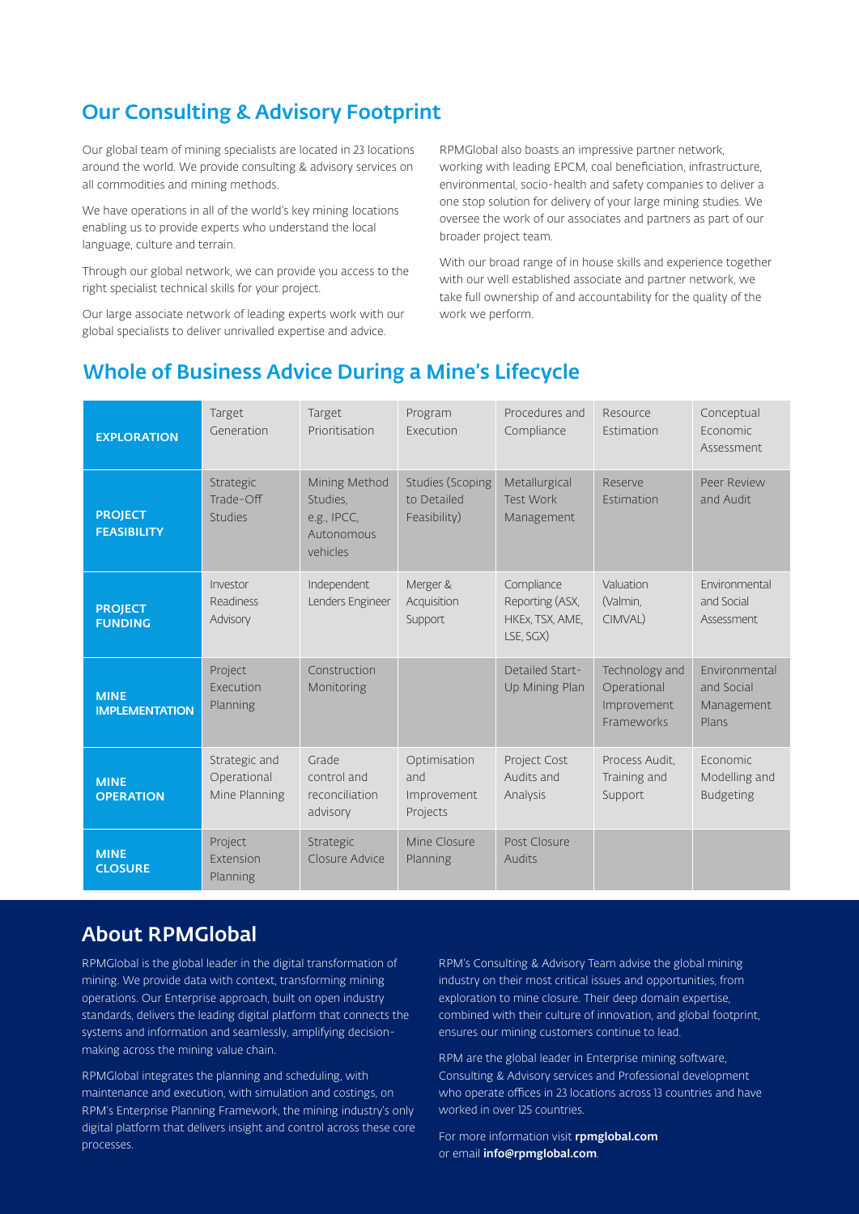## Our Consulting & Advisory Footprint

Our global team of mining specialists are located in 23 locations around the world. We provide consulting & advisory services on all commodities and mining methods.

We have operations in all of the world's key mining locations enabling us to provide experts who understand the local language, culture and terrain.

Through our global network, we can provide you access to the right specialist technical skills for your project.

Our large associate network of leading experts work with our global specialists to deliver unrivalled expertise and advice.

RPMGlobal also boasts an impressive partner network, working with leading EPCM, coal beneficiation, infrastructure, environmental, socio-health and safety companies to deliver a one stop solution for delivery of your large mining studies. We oversee the work of our associates and partners as part of our broader project team.

With our broad range of in house skills and experience together with our well established associate and partner network, we take full ownership of and accountability for the quality of the work we perform.

## Whole of Business Advice During a Mine's Lifecycle

| | | | | | | |
|---|---|---|---|---|---|---|
| **EXPLORATION** | Target Generation | Target Prioritisation | Program Execution | Procedures and Compliance | Resource Estimation | Conceptual Economic Assessment |
| **PROJECT FEASIBILITY** | Strategic Trade-Off Studies | Mining Method Studies, e.g., IPCC, Autonomous vehicles | Studies (Scoping to Detailed Feasibility) | Metallurgical Test Work Management | Reserve Estimation | Peer Review and Audit |
| **PROJECT FUNDING** | Investor Readiness Advisory | Independent Lenders Engineer | Merger & Acquisition Support | Compliance Reporting (ASX, HKEx, TSX, AME, LSE, SGX) | Valuation (Valmin, CIMVAL) | Environmental and Social Assessment |
| **MINE IMPLEMENTATION** | Project Execution Planning | Construction Monitoring | | Detailed Start-Up Mining Plan | Technology and Operational Improvement Frameworks | Environmental and Social Management Plans |
| **MINE OPERATION** | Strategic and Operational Mine Planning | Grade control and reconciliation advisory | Optimisation and Improvement Projects | Project Cost Audits and Analysis | Process Audit, Training and Support | Economic Modelling and Budgeting |
| **MINE CLOSURE** | Project Extension Planning | Strategic Closure Advice | Mine Closure Planning | Post Closure Audits | | |

## About RPMGlobal

RPMGlobal is the global leader in the digital transformation of mining. We provide data with context, transforming mining operations. Our Enterprise approach, built on open industry standards, delivers the leading digital platform that connects the systems and information and seamlessly, amplifying decision-making across the mining value chain.

RPMGlobal integrates the planning and scheduling, with maintenance and execution, with simulation and costings, on RPM's Enterprise Planning Framework, the mining industry's only digital platform that delivers insight and control across these core processes.

RPM's Consulting & Advisory Team advise the global mining industry on their most critical issues and opportunities, from exploration to mine closure. Their deep domain expertise, combined with their culture of innovation, and global footprint, ensures our mining customers continue to lead.

RPM are the global leader in Enterprise mining software, Consulting & Advisory services and Professional development who operate offices in 23 locations across 13 countries and have worked in over 125 countries.

For more information visit **rpmglobal.com** or email **info@rpmglobal.com**.